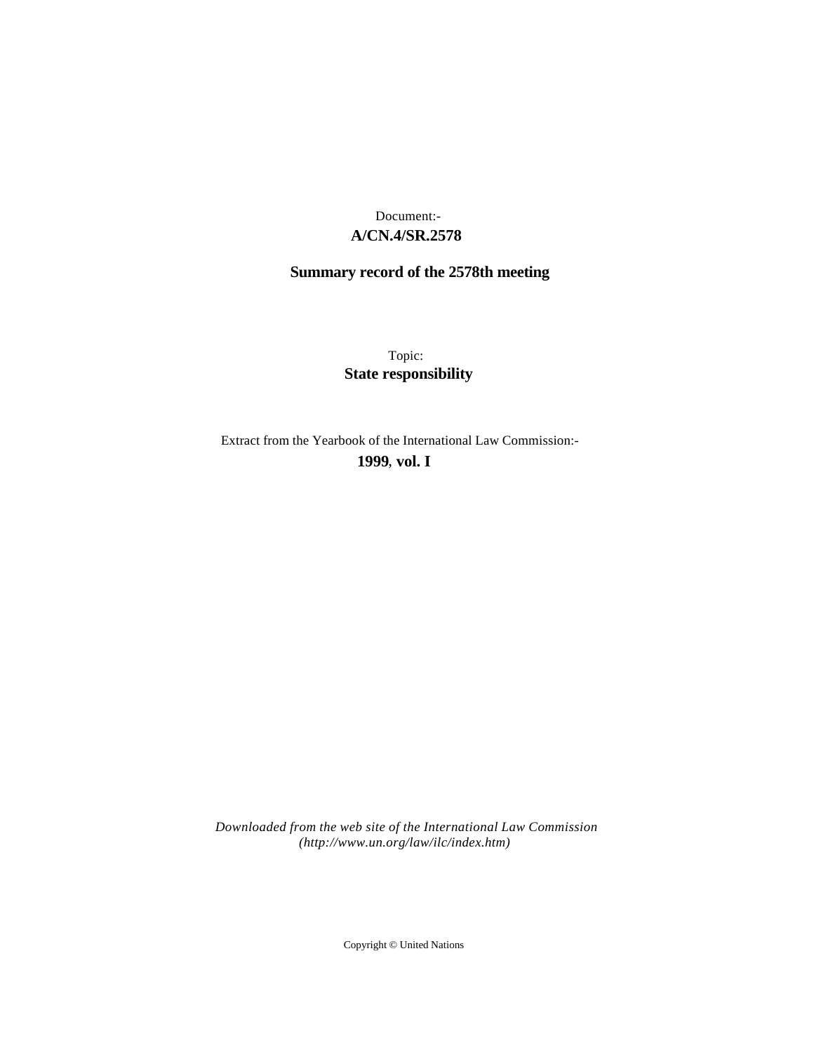Document:-
**A/CN.4/SR.2578**

**Summary record of the 2578th meeting**

Topic:
**State responsibility**

Extract from the Yearbook of the International Law Commission:-
**1999**, **vol. I**

*Downloaded from the web site of the International Law Commission (http://www.un.org/law/ilc/index.htm)*

Copyright © United Nations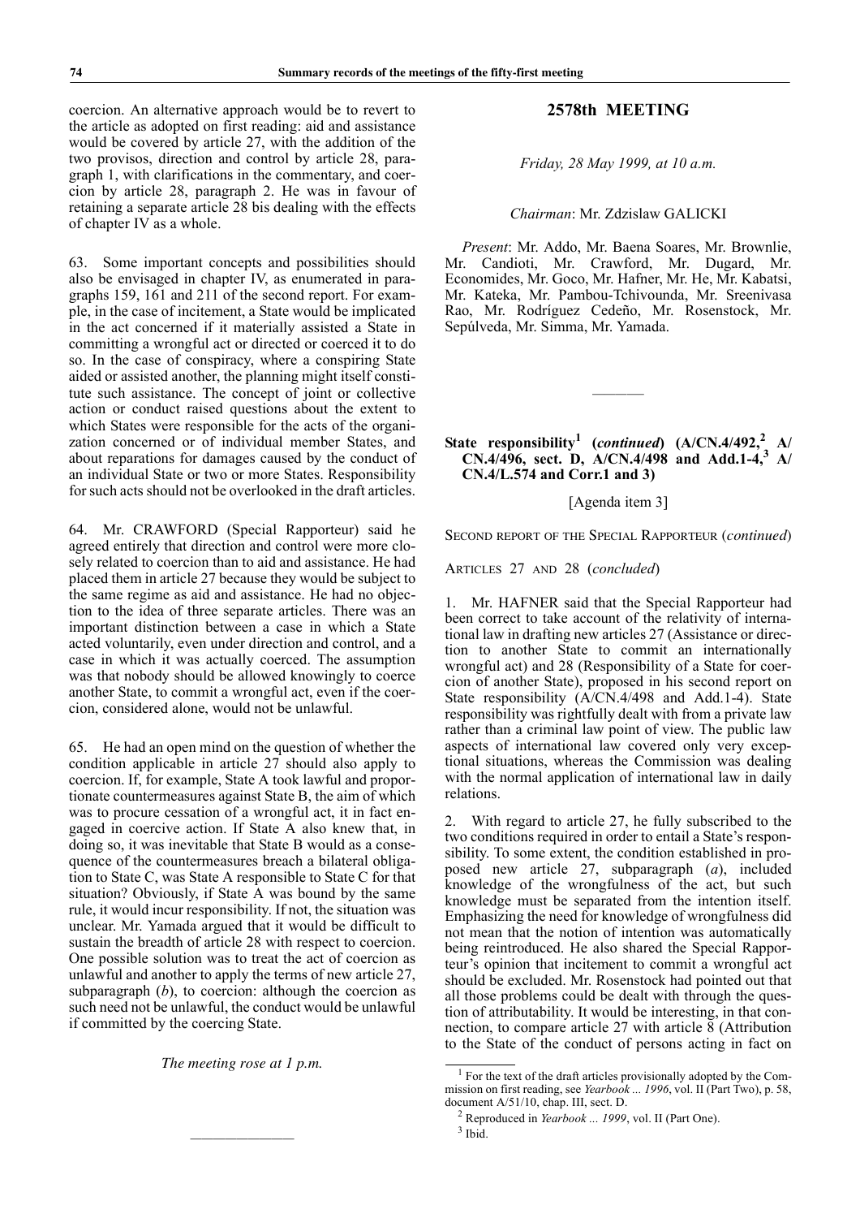coercion. An alternative approach would be to revert to the article as adopted on first reading: aid and assistance would be covered by article 27, with the addition of the two provisos, direction and control by article 28, paragraph 1, with clarifications in the commentary, and coercion by article 28, paragraph 2. He was in favour of retaining a separate article 28 bis dealing with the effects of chapter IV as a whole.

63. Some important concepts and possibilities should also be envisaged in chapter IV, as enumerated in paragraphs 159, 161 and 211 of the second report. For example, in the case of incitement, a State would be implicated in the act concerned if it materially assisted a State in committing a wrongful act or directed or coerced it to do so. In the case of conspiracy, where a conspiring State aided or assisted another, the planning might itself constitute such assistance. The concept of joint or collective action or conduct raised questions about the extent to which States were responsible for the acts of the organization concerned or of individual member States, and about reparations for damages caused by the conduct of an individual State or two or more States. Responsibility for such acts should not be overlooked in the draft articles.

64. Mr. CRAWFORD (Special Rapporteur) said he agreed entirely that direction and control were more closely related to coercion than to aid and assistance. He had placed them in article 27 because they would be subject to the same regime as aid and assistance. He had no objection to the idea of three separate articles. There was an important distinction between a case in which a State acted voluntarily, even under direction and control, and a case in which it was actually coerced. The assumption was that nobody should be allowed knowingly to coerce another State, to commit a wrongful act, even if the coercion, considered alone, would not be unlawful.

65. He had an open mind on the question of whether the condition applicable in article 27 should also apply to coercion. If, for example, State A took lawful and proportionate countermeasures against State B, the aim of which was to procure cessation of a wrongful act, it in fact engaged in coercive action. If State A also knew that, in doing so, it was inevitable that State B would as a consequence of the countermeasures breach a bilateral obligation to State C, was State A responsible to State C for that situation? Obviously, if State A was bound by the same rule, it would incur responsibility. If not, the situation was unclear. Mr. Yamada argued that it would be difficult to sustain the breadth of article 28 with respect to coercion. One possible solution was to treat the act of coercion as unlawful and another to apply the terms of new article 27, subparagraph (*b*), to coercion: although the coercion as such need not be unlawful, the conduct would be unlawful if committed by the coercing State.

*The meeting rose at 1 p.m.*

---

## 2578th MEETING

*Friday, 28 May 1999, at 10 a.m.*

*Chairman*: Mr. Zdzislaw GALICKI

*Present*: Mr. Addo, Mr. Baena Soares, Mr. Brownlie, Mr. Candioti, Mr. Crawford, Mr. Dugard, Mr. Economides, Mr. Goco, Mr. Hafner, Mr. He, Mr. Kabatsi, Mr. Kateka, Mr. Pambou-Tchivounda, Mr. Sreenivasa Rao, Mr. Rodríguez Cedeño, Mr. Rosenstock, Mr. Sepúlveda, Mr. Simma, Mr. Yamada.

---

### State responsibility[1] (*continued*) (A/CN.4/492,[2] A/CN.4/496, sect. D, A/CN.4/498 and Add.1-4,[3] A/CN.4/L.574 and Corr.1 and 3)

[Agenda item 3]

SECOND REPORT OF THE SPECIAL RAPPORTEUR (*continued*)

ARTICLES 27 AND 28 (*concluded*)

1. Mr. HAFNER said that the Special Rapporteur had been correct to take account of the relativity of international law in drafting new articles 27 (Assistance or direction to another State to commit an internationally wrongful act) and 28 (Responsibility of a State for coercion of another State), proposed in his second report on State responsibility (A/CN.4/498 and Add.1-4). State responsibility was rightfully dealt with from a private law rather than a criminal law point of view. The public law aspects of international law covered only very exceptional situations, whereas the Commission was dealing with the normal application of international law in daily relations.

2. With regard to article 27, he fully subscribed to the two conditions required in order to entail a State's responsibility. To some extent, the condition established in proposed new article 27, subparagraph (*a*), included knowledge of the wrongfulness of the act, but such knowledge must be separated from the intention itself. Emphasizing the need for knowledge of wrongfulness did not mean that the notion of intention was automatically being reintroduced. He also shared the Special Rapporteur's opinion that incitement to commit a wrongful act should be excluded. Mr. Rosenstock had pointed out that all those problems could be dealt with through the question of attributability. It would be interesting, in that connection, to compare article 27 with article 8 (Attribution to the State of the conduct of persons acting in fact on

---

[1] For the text of the draft articles provisionally adopted by the Commission on first reading, see *Yearbook ... 1996*, vol. II (Part Two), p. 58, document A/51/10, chap. III, sect. D.

[2] Reproduced in *Yearbook ... 1999*, vol. II (Part One).

[3] Ibid.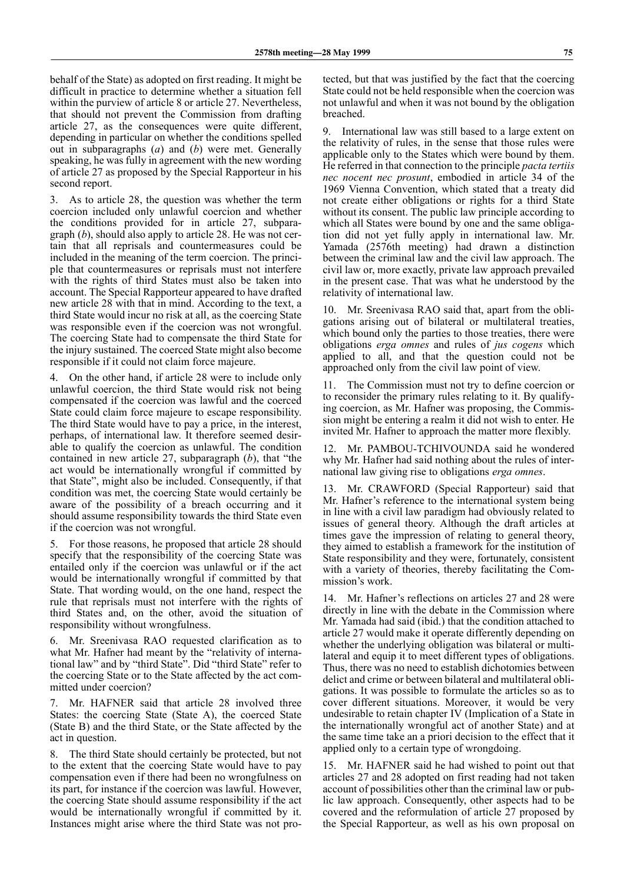behalf of the State) as adopted on first reading. It might be difficult in practice to determine whether a situation fell within the purview of article 8 or article 27. Nevertheless, that should not prevent the Commission from drafting article 27, as the consequences were quite different, depending in particular on whether the conditions spelled out in subparagraphs (*a*) and (*b*) were met. Generally speaking, he was fully in agreement with the new wording of article 27 as proposed by the Special Rapporteur in his second report.

3. As to article 28, the question was whether the term coercion included only unlawful coercion and whether the conditions provided for in article 27, subparagraph (*b*), should also apply to article 28. He was not certain that all reprisals and countermeasures could be included in the meaning of the term coercion. The principle that countermeasures or reprisals must not interfere with the rights of third States must also be taken into account. The Special Rapporteur appeared to have drafted new article 28 with that in mind. According to the text, a third State would incur no risk at all, as the coercing State was responsible even if the coercion was not wrongful. The coercing State had to compensate the third State for the injury sustained. The coerced State might also become responsible if it could not claim force majeure.

4. On the other hand, if article 28 were to include only unlawful coercion, the third State would risk not being compensated if the coercion was lawful and the coerced State could claim force majeure to escape responsibility. The third State would have to pay a price, in the interest, perhaps, of international law. It therefore seemed desirable to qualify the coercion as unlawful. The condition contained in new article 27, subparagraph (*b*), that "the act would be internationally wrongful if committed by that State", might also be included. Consequently, if that condition was met, the coercing State would certainly be aware of the possibility of a breach occurring and it should assume responsibility towards the third State even if the coercion was not wrongful.

5. For those reasons, he proposed that article 28 should specify that the responsibility of the coercing State was entailed only if the coercion was unlawful or if the act would be internationally wrongful if committed by that State. That wording would, on the one hand, respect the rule that reprisals must not interfere with the rights of third States and, on the other, avoid the situation of responsibility without wrongfulness.

6. Mr. Sreenivasa RAO requested clarification as to what Mr. Hafner had meant by the "relativity of international law" and by "third State". Did "third State" refer to the coercing State or to the State affected by the act committed under coercion?

7. Mr. HAFNER said that article 28 involved three States: the coercing State (State A), the coerced State (State B) and the third State, or the State affected by the act in question.

8. The third State should certainly be protected, but not to the extent that the coercing State would have to pay compensation even if there had been no wrongfulness on its part, for instance if the coercion was lawful. However, the coercing State should assume responsibility if the act would be internationally wrongful if committed by it. Instances might arise where the third State was not protected, but that was justified by the fact that the coercing State could not be held responsible when the coercion was not unlawful and when it was not bound by the obligation breached.

9. International law was still based to a large extent on the relativity of rules, in the sense that those rules were applicable only to the States which were bound by them. He referred in that connection to the principle *pacta tertiis nec nocent nec prosunt*, embodied in article 34 of the 1969 Vienna Convention, which stated that a treaty did not create either obligations or rights for a third State without its consent. The public law principle according to which all States were bound by one and the same obligation did not yet fully apply in international law. Mr. Yamada (2576th meeting) had drawn a distinction between the criminal law and the civil law approach. The civil law or, more exactly, private law approach prevailed in the present case. That was what he understood by the relativity of international law.

10. Mr. Sreenivasa RAO said that, apart from the obligations arising out of bilateral or multilateral treaties, which bound only the parties to those treaties, there were obligations *erga omnes* and rules of *jus cogens* which applied to all, and that the question could not be approached only from the civil law point of view.

11. The Commission must not try to define coercion or to reconsider the primary rules relating to it. By qualifying coercion, as Mr. Hafner was proposing, the Commission might be entering a realm it did not wish to enter. He invited Mr. Hafner to approach the matter more flexibly.

12. Mr. PAMBOU-TCHIVOUNDA said he wondered why Mr. Hafner had said nothing about the rules of international law giving rise to obligations *erga omnes*.

13. Mr. CRAWFORD (Special Rapporteur) said that Mr. Hafner's reference to the international system being in line with a civil law paradigm had obviously related to issues of general theory. Although the draft articles at times gave the impression of relating to general theory, they aimed to establish a framework for the institution of State responsibility and they were, fortunately, consistent with a variety of theories, thereby facilitating the Commission's work.

14. Mr. Hafner's reflections on articles 27 and 28 were directly in line with the debate in the Commission where Mr. Yamada had said (ibid.) that the condition attached to article 27 would make it operate differently depending on whether the underlying obligation was bilateral or multilateral and equip it to meet different types of obligations. Thus, there was no need to establish dichotomies between delict and crime or between bilateral and multilateral obligations. It was possible to formulate the articles so as to cover different situations. Moreover, it would be very undesirable to retain chapter IV (Implication of a State in the internationally wrongful act of another State) and at the same time take an a priori decision to the effect that it applied only to a certain type of wrongdoing.

15. Mr. HAFNER said he had wished to point out that articles 27 and 28 adopted on first reading had not taken account of possibilities other than the criminal law or public law approach. Consequently, other aspects had to be covered and the reformulation of article 27 proposed by the Special Rapporteur, as well as his own proposal on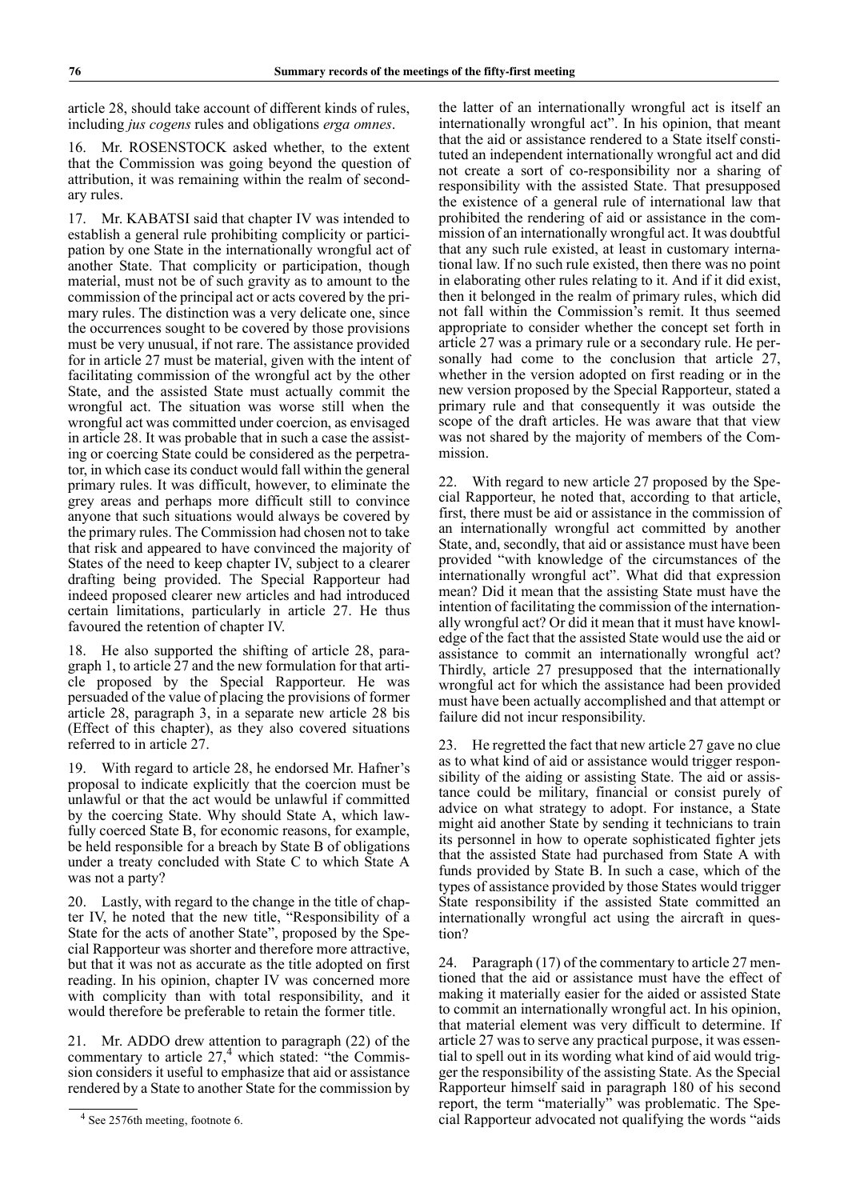article 28, should take account of different kinds of rules, including *jus cogens* rules and obligations *erga omnes*.

16. Mr. ROSENSTOCK asked whether, to the extent that the Commission was going beyond the question of attribution, it was remaining within the realm of secondary rules.

17. Mr. KABATSI said that chapter IV was intended to establish a general rule prohibiting complicity or participation by one State in the internationally wrongful act of another State. That complicity or participation, though material, must not be of such gravity as to amount to the commission of the principal act or acts covered by the primary rules. The distinction was a very delicate one, since the occurrences sought to be covered by those provisions must be very unusual, if not rare. The assistance provided for in article 27 must be material, given with the intent of facilitating commission of the wrongful act by the other State, and the assisted State must actually commit the wrongful act. The situation was worse still when the wrongful act was committed under coercion, as envisaged in article 28. It was probable that in such a case the assisting or coercing State could be considered as the perpetrator, in which case its conduct would fall within the general primary rules. It was difficult, however, to eliminate the grey areas and perhaps more difficult still to convince anyone that such situations would always be covered by the primary rules. The Commission had chosen not to take that risk and appeared to have convinced the majority of States of the need to keep chapter IV, subject to a clearer drafting being provided. The Special Rapporteur had indeed proposed clearer new articles and had introduced certain limitations, particularly in article 27. He thus favoured the retention of chapter IV.

18. He also supported the shifting of article 28, paragraph 1, to article 27 and the new formulation for that article proposed by the Special Rapporteur. He was persuaded of the value of placing the provisions of former article 28, paragraph 3, in a separate new article 28 bis (Effect of this chapter), as they also covered situations referred to in article 27.

19. With regard to article 28, he endorsed Mr. Hafner's proposal to indicate explicitly that the coercion must be unlawful or that the act would be unlawful if committed by the coercing State. Why should State A, which lawfully coerced State B, for economic reasons, for example, be held responsible for a breach by State B of obligations under a treaty concluded with State C to which State A was not a party?

20. Lastly, with regard to the change in the title of chapter IV, he noted that the new title, "Responsibility of a State for the acts of another State", proposed by the Special Rapporteur was shorter and therefore more attractive, but that it was not as accurate as the title adopted on first reading. In his opinion, chapter IV was concerned more with complicity than with total responsibility, and it would therefore be preferable to retain the former title.

21. Mr. ADDO drew attention to paragraph (22) of the commentary to article 27,[4] which stated: "the Commission considers it useful to emphasize that aid or assistance rendered by a State to another State for the commission by the latter of an internationally wrongful act is itself an internationally wrongful act". In his opinion, that meant that the aid or assistance rendered to a State itself constituted an independent internationally wrongful act and did not create a sort of co-responsibility nor a sharing of responsibility with the assisted State. That presupposed the existence of a general rule of international law that prohibited the rendering of aid or assistance in the commission of an internationally wrongful act. It was doubtful that any such rule existed, at least in customary international law. If no such rule existed, then there was no point in elaborating other rules relating to it. And if it did exist, then it belonged in the realm of primary rules, which did not fall within the Commission's remit. It thus seemed appropriate to consider whether the concept set forth in article 27 was a primary rule or a secondary rule. He personally had come to the conclusion that article 27, whether in the version adopted on first reading or in the new version proposed by the Special Rapporteur, stated a primary rule and that consequently it was outside the scope of the draft articles. He was aware that that view was not shared by the majority of members of the Commission.

22. With regard to new article 27 proposed by the Special Rapporteur, he noted that, according to that article, first, there must be aid or assistance in the commission of an internationally wrongful act committed by another State, and, secondly, that aid or assistance must have been provided "with knowledge of the circumstances of the internationally wrongful act". What did that expression mean? Did it mean that the assisting State must have the intention of facilitating the commission of the internationally wrongful act? Or did it mean that it must have knowledge of the fact that the assisted State would use the aid or assistance to commit an internationally wrongful act? Thirdly, article 27 presupposed that the internationally wrongful act for which the assistance had been provided must have been actually accomplished and that attempt or failure did not incur responsibility.

23. He regretted the fact that new article 27 gave no clue as to what kind of aid or assistance would trigger responsibility of the aiding or assisting State. The aid or assistance could be military, financial or consist purely of advice on what strategy to adopt. For instance, a State might aid another State by sending it technicians to train its personnel in how to operate sophisticated fighter jets that the assisted State had purchased from State A with funds provided by State B. In such a case, which of the types of assistance provided by those States would trigger State responsibility if the assisted State committed an internationally wrongful act using the aircraft in question?

24. Paragraph (17) of the commentary to article 27 mentioned that the aid or assistance must have the effect of making it materially easier for the aided or assisted State to commit an internationally wrongful act. In his opinion, that material element was very difficult to determine. If article 27 was to serve any practical purpose, it was essential to spell out in its wording what kind of aid would trigger the responsibility of the assisting State. As the Special Rapporteur himself said in paragraph 180 of his second report, the term "materially" was problematic. The Special Rapporteur advocated not qualifying the words "aids

[4] See 2576th meeting, footnote 6.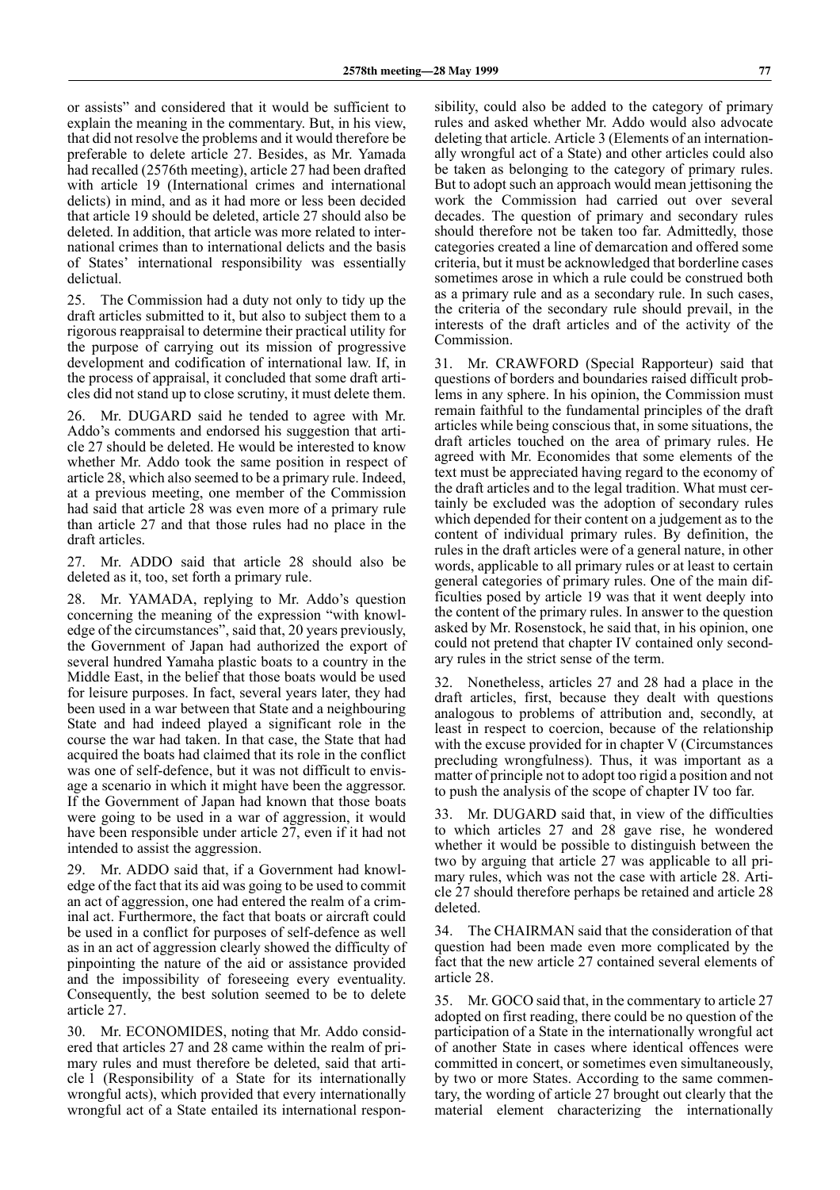or assists" and considered that it would be sufficient to explain the meaning in the commentary. But, in his view, that did not resolve the problems and it would therefore be preferable to delete article 27. Besides, as Mr. Yamada had recalled (2576th meeting), article 27 had been drafted with article 19 (International crimes and international delicts) in mind, and as it had more or less been decided that article 19 should be deleted, article 27 should also be deleted. In addition, that article was more related to international crimes than to international delicts and the basis of States' international responsibility was essentially delictual.

25. The Commission had a duty not only to tidy up the draft articles submitted to it, but also to subject them to a rigorous reappraisal to determine their practical utility for the purpose of carrying out its mission of progressive development and codification of international law. If, in the process of appraisal, it concluded that some draft articles did not stand up to close scrutiny, it must delete them.

26. Mr. DUGARD said he tended to agree with Mr. Addo's comments and endorsed his suggestion that article 27 should be deleted. He would be interested to know whether Mr. Addo took the same position in respect of article 28, which also seemed to be a primary rule. Indeed, at a previous meeting, one member of the Commission had said that article 28 was even more of a primary rule than article 27 and that those rules had no place in the draft articles.

27. Mr. ADDO said that article 28 should also be deleted as it, too, set forth a primary rule.

28. Mr. YAMADA, replying to Mr. Addo's question concerning the meaning of the expression "with knowledge of the circumstances", said that, 20 years previously, the Government of Japan had authorized the export of several hundred Yamaha plastic boats to a country in the Middle East, in the belief that those boats would be used for leisure purposes. In fact, several years later, they had been used in a war between that State and a neighbouring State and had indeed played a significant role in the course the war had taken. In that case, the State that had acquired the boats had claimed that its role in the conflict was one of self-defence, but it was not difficult to envisage a scenario in which it might have been the aggressor. If the Government of Japan had known that those boats were going to be used in a war of aggression, it would have been responsible under article 27, even if it had not intended to assist the aggression.

29. Mr. ADDO said that, if a Government had knowledge of the fact that its aid was going to be used to commit an act of aggression, one had entered the realm of a criminal act. Furthermore, the fact that boats or aircraft could be used in a conflict for purposes of self-defence as well as in an act of aggression clearly showed the difficulty of pinpointing the nature of the aid or assistance provided and the impossibility of foreseeing every eventuality. Consequently, the best solution seemed to be to delete article 27.

30. Mr. ECONOMIDES, noting that Mr. Addo considered that articles 27 and 28 came within the realm of primary rules and must therefore be deleted, said that article 1 (Responsibility of a State for its internationally wrongful acts), which provided that every internationally wrongful act of a State entailed its international responsibility, could also be added to the category of primary rules and asked whether Mr. Addo would also advocate deleting that article. Article 3 (Elements of an internationally wrongful act of a State) and other articles could also be taken as belonging to the category of primary rules. But to adopt such an approach would mean jettisoning the work the Commission had carried out over several decades. The question of primary and secondary rules should therefore not be taken too far. Admittedly, those categories created a line of demarcation and offered some criteria, but it must be acknowledged that borderline cases sometimes arose in which a rule could be construed both as a primary rule and as a secondary rule. In such cases, the criteria of the secondary rule should prevail, in the interests of the draft articles and of the activity of the Commission.

31. Mr. CRAWFORD (Special Rapporteur) said that questions of borders and boundaries raised difficult problems in any sphere. In his opinion, the Commission must remain faithful to the fundamental principles of the draft articles while being conscious that, in some situations, the draft articles touched on the area of primary rules. He agreed with Mr. Economides that some elements of the text must be appreciated having regard to the economy of the draft articles and to the legal tradition. What must certainly be excluded was the adoption of secondary rules which depended for their content on a judgement as to the content of individual primary rules. By definition, the rules in the draft articles were of a general nature, in other words, applicable to all primary rules or at least to certain general categories of primary rules. One of the main difficulties posed by article 19 was that it went deeply into the content of the primary rules. In answer to the question asked by Mr. Rosenstock, he said that, in his opinion, one could not pretend that chapter IV contained only secondary rules in the strict sense of the term.

32. Nonetheless, articles 27 and 28 had a place in the draft articles, first, because they dealt with questions analogous to problems of attribution and, secondly, at least in respect to coercion, because of the relationship with the excuse provided for in chapter V (Circumstances precluding wrongfulness). Thus, it was important as a matter of principle not to adopt too rigid a position and not to push the analysis of the scope of chapter IV too far.

33. Mr. DUGARD said that, in view of the difficulties to which articles 27 and 28 gave rise, he wondered whether it would be possible to distinguish between the two by arguing that article 27 was applicable to all primary rules, which was not the case with article 28. Article 27 should therefore perhaps be retained and article 28 deleted.

34. The CHAIRMAN said that the consideration of that question had been made even more complicated by the fact that the new article 27 contained several elements of article 28.

35. Mr. GOCO said that, in the commentary to article 27 adopted on first reading, there could be no question of the participation of a State in the internationally wrongful act of another State in cases where identical offences were committed in concert, or sometimes even simultaneously, by two or more States. According to the same commentary, the wording of article 27 brought out clearly that the material element characterizing the internationally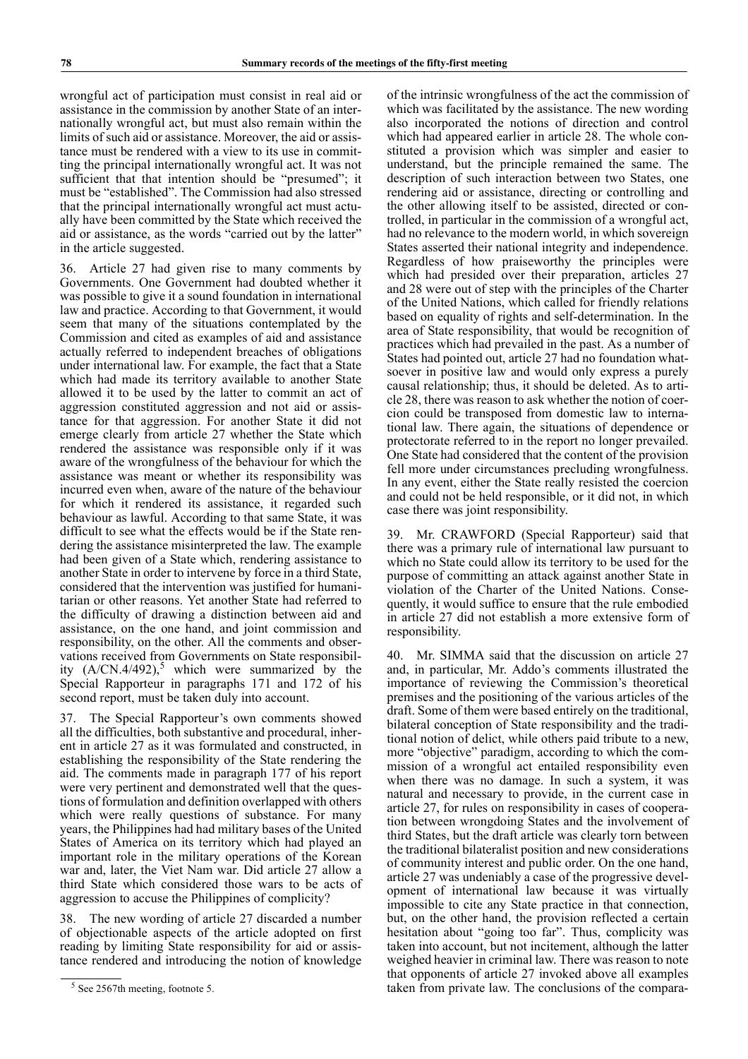wrongful act of participation must consist in real aid or assistance in the commission by another State of an internationally wrongful act, but must also remain within the limits of such aid or assistance. Moreover, the aid or assistance must be rendered with a view to its use in committing the principal internationally wrongful act. It was not sufficient that that intention should be "presumed"; it must be "established". The Commission had also stressed that the principal internationally wrongful act must actually have been committed by the State which received the aid or assistance, as the words "carried out by the latter" in the article suggested.

36. Article 27 had given rise to many comments by Governments. One Government had doubted whether it was possible to give it a sound foundation in international law and practice. According to that Government, it would seem that many of the situations contemplated by the Commission and cited as examples of aid and assistance actually referred to independent breaches of obligations under international law. For example, the fact that a State which had made its territory available to another State allowed it to be used by the latter to commit an act of aggression constituted aggression and not aid or assistance for that aggression. For another State it did not emerge clearly from article 27 whether the State which rendered the assistance was responsible only if it was aware of the wrongfulness of the behaviour for which the assistance was meant or whether its responsibility was incurred even when, aware of the nature of the behaviour for which it rendered its assistance, it regarded such behaviour as lawful. According to that same State, it was difficult to see what the effects would be if the State rendering the assistance misinterpreted the law. The example had been given of a State which, rendering assistance to another State in order to intervene by force in a third State, considered that the intervention was justified for humanitarian or other reasons. Yet another State had referred to the difficulty of drawing a distinction between aid and assistance, on the one hand, and joint commission and responsibility, on the other. All the comments and observations received from Governments on State responsibility (A/CN.4/492),[5] which were summarized by the Special Rapporteur in paragraphs 171 and 172 of his second report, must be taken duly into account.

37. The Special Rapporteur's own comments showed all the difficulties, both substantive and procedural, inherent in article 27 as it was formulated and constructed, in establishing the responsibility of the State rendering the aid. The comments made in paragraph 177 of his report were very pertinent and demonstrated well that the questions of formulation and definition overlapped with others which were really questions of substance. For many years, the Philippines had had military bases of the United States of America on its territory which had played an important role in the military operations of the Korean war and, later, the Viet Nam war. Did article 27 allow a third State which considered those wars to be acts of aggression to accuse the Philippines of complicity?

38. The new wording of article 27 discarded a number of objectionable aspects of the article adopted on first reading by limiting State responsibility for aid or assistance rendered and introducing the notion of knowledge of the intrinsic wrongfulness of the act the commission of which was facilitated by the assistance. The new wording also incorporated the notions of direction and control which had appeared earlier in article 28. The whole constituted a provision which was simpler and easier to understand, but the principle remained the same. The description of such interaction between two States, one rendering aid or assistance, directing or controlling and the other allowing itself to be assisted, directed or controlled, in particular in the commission of a wrongful act, had no relevance to the modern world, in which sovereign States asserted their national integrity and independence. Regardless of how praiseworthy the principles were which had presided over their preparation, articles 27 and 28 were out of step with the principles of the Charter of the United Nations, which called for friendly relations based on equality of rights and self-determination. In the area of State responsibility, that would be recognition of practices which had prevailed in the past. As a number of States had pointed out, article 27 had no foundation whatsoever in positive law and would only express a purely causal relationship; thus, it should be deleted. As to article 28, there was reason to ask whether the notion of coercion could be transposed from domestic law to international law. There again, the situations of dependence or protectorate referred to in the report no longer prevailed. One State had considered that the content of the provision fell more under circumstances precluding wrongfulness. In any event, either the State really resisted the coercion and could not be held responsible, or it did not, in which case there was joint responsibility.

39. Mr. CRAWFORD (Special Rapporteur) said that there was a primary rule of international law pursuant to which no State could allow its territory to be used for the purpose of committing an attack against another State in violation of the Charter of the United Nations. Consequently, it would suffice to ensure that the rule embodied in article 27 did not establish a more extensive form of responsibility.

40. Mr. SIMMA said that the discussion on article 27 and, in particular, Mr. Addo's comments illustrated the importance of reviewing the Commission's theoretical premises and the positioning of the various articles of the draft. Some of them were based entirely on the traditional, bilateral conception of State responsibility and the traditional notion of delict, while others paid tribute to a new, more "objective" paradigm, according to which the commission of a wrongful act entailed responsibility even when there was no damage. In such a system, it was natural and necessary to provide, in the current case in article 27, for rules on responsibility in cases of cooperation between wrongdoing States and the involvement of third States, but the draft article was clearly torn between the traditional bilateralist position and new considerations of community interest and public order. On the one hand, article 27 was undeniably a case of the progressive development of international law because it was virtually impossible to cite any State practice in that connection, but, on the other hand, the provision reflected a certain hesitation about "going too far". Thus, complicity was taken into account, but not incitement, although the latter weighed heavier in criminal law. There was reason to note that opponents of article 27 invoked above all examples taken from private law. The conclusions of the compara-

[5] See 2567th meeting, footnote 5.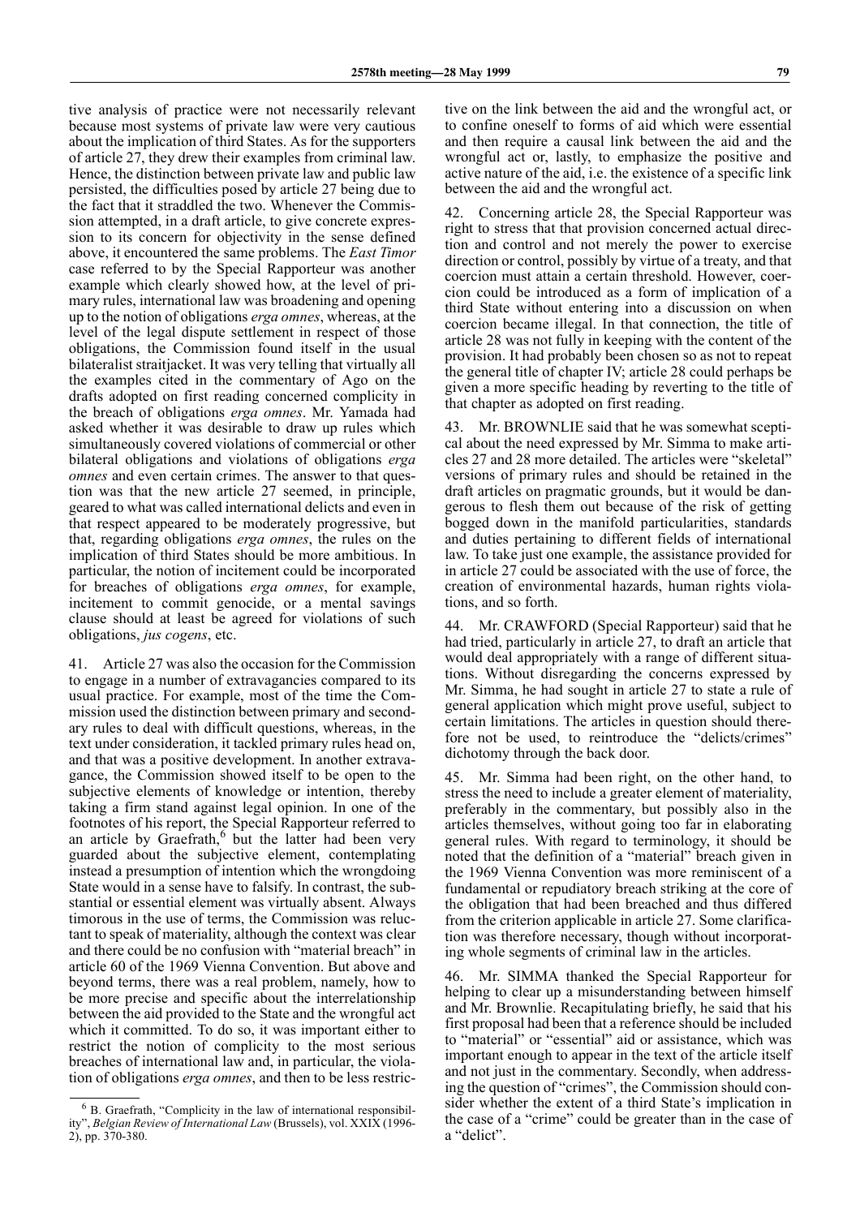tive analysis of practice were not necessarily relevant because most systems of private law were very cautious about the implication of third States. As for the supporters of article 27, they drew their examples from criminal law. Hence, the distinction between private law and public law persisted, the difficulties posed by article 27 being due to the fact that it straddled the two. Whenever the Commission attempted, in a draft article, to give concrete expression to its concern for objectivity in the sense defined above, it encountered the same problems. The *East Timor* case referred to by the Special Rapporteur was another example which clearly showed how, at the level of primary rules, international law was broadening and opening up to the notion of obligations *erga omnes*, whereas, at the level of the legal dispute settlement in respect of those obligations, the Commission found itself in the usual bilateralist straitjacket. It was very telling that virtually all the examples cited in the commentary of Ago on the drafts adopted on first reading concerned complicity in the breach of obligations *erga omnes*. Mr. Yamada had asked whether it was desirable to draw up rules which simultaneously covered violations of commercial or other bilateral obligations and violations of obligations *erga omnes* and even certain crimes. The answer to that question was that the new article 27 seemed, in principle, geared to what was called international delicts and even in that respect appeared to be moderately progressive, but that, regarding obligations *erga omnes*, the rules on the implication of third States should be more ambitious. In particular, the notion of incitement could be incorporated for breaches of obligations *erga omnes*, for example, incitement to commit genocide, or a mental savings clause should at least be agreed for violations of such obligations, *jus cogens*, etc.

41. Article 27 was also the occasion for the Commission to engage in a number of extravagancies compared to its usual practice. For example, most of the time the Commission used the distinction between primary and secondary rules to deal with difficult questions, whereas, in the text under consideration, it tackled primary rules head on, and that was a positive development. In another extravagance, the Commission showed itself to be open to the subjective elements of knowledge or intention, thereby taking a firm stand against legal opinion. In one of the footnotes of his report, the Special Rapporteur referred to an article by Graefrath,[6] but the latter had been very guarded about the subjective element, contemplating instead a presumption of intention which the wrongdoing State would in a sense have to falsify. In contrast, the substantial or essential element was virtually absent. Always timorous in the use of terms, the Commission was reluctant to speak of materiality, although the context was clear and there could be no confusion with "material breach" in article 60 of the 1969 Vienna Convention. But above and beyond terms, there was a real problem, namely, how to be more precise and specific about the interrelationship between the aid provided to the State and the wrongful act which it committed. To do so, it was important either to restrict the notion of complicity to the most serious breaches of international law and, in particular, the violation of obligations *erga omnes*, and then to be less restrictive on the link between the aid and the wrongful act, or to confine oneself to forms of aid which were essential and then require a causal link between the aid and the wrongful act or, lastly, to emphasize the positive and active nature of the aid, i.e. the existence of a specific link between the aid and the wrongful act.

42. Concerning article 28, the Special Rapporteur was right to stress that that provision concerned actual direction and control and not merely the power to exercise direction or control, possibly by virtue of a treaty, and that coercion must attain a certain threshold. However, coercion could be introduced as a form of implication of a third State without entering into a discussion on when coercion became illegal. In that connection, the title of article 28 was not fully in keeping with the content of the provision. It had probably been chosen so as not to repeat the general title of chapter IV; article 28 could perhaps be given a more specific heading by reverting to the title of that chapter as adopted on first reading.

43. Mr. BROWNLIE said that he was somewhat sceptical about the need expressed by Mr. Simma to make articles 27 and 28 more detailed. The articles were "skeletal" versions of primary rules and should be retained in the draft articles on pragmatic grounds, but it would be dangerous to flesh them out because of the risk of getting bogged down in the manifold particularities, standards and duties pertaining to different fields of international law. To take just one example, the assistance provided for in article 27 could be associated with the use of force, the creation of environmental hazards, human rights violations, and so forth.

44. Mr. CRAWFORD (Special Rapporteur) said that he had tried, particularly in article 27, to draft an article that would deal appropriately with a range of different situations. Without disregarding the concerns expressed by Mr. Simma, he had sought in article 27 to state a rule of general application which might prove useful, subject to certain limitations. The articles in question should therefore not be used, to reintroduce the "delicts/crimes" dichotomy through the back door.

45. Mr. Simma had been right, on the other hand, to stress the need to include a greater element of materiality, preferably in the commentary, but possibly also in the articles themselves, without going too far in elaborating general rules. With regard to terminology, it should be noted that the definition of a "material" breach given in the 1969 Vienna Convention was more reminiscent of a fundamental or repudiatory breach striking at the core of the obligation that had been breached and thus differed from the criterion applicable in article 27. Some clarification was therefore necessary, though without incorporating whole segments of criminal law in the articles.

46. Mr. SIMMA thanked the Special Rapporteur for helping to clear up a misunderstanding between himself and Mr. Brownlie. Recapitulating briefly, he said that his first proposal had been that a reference should be included to "material" or "essential" aid or assistance, which was important enough to appear in the text of the article itself and not just in the commentary. Secondly, when addressing the question of "crimes", the Commission should consider whether the extent of a third State's implication in the case of a "crime" could be greater than in the case of a "delict".

[6] B. Graefrath, "Complicity in the law of international responsibility", *Belgian Review of International Law* (Brussels), vol. XXIX (1996-2), pp. 370-380.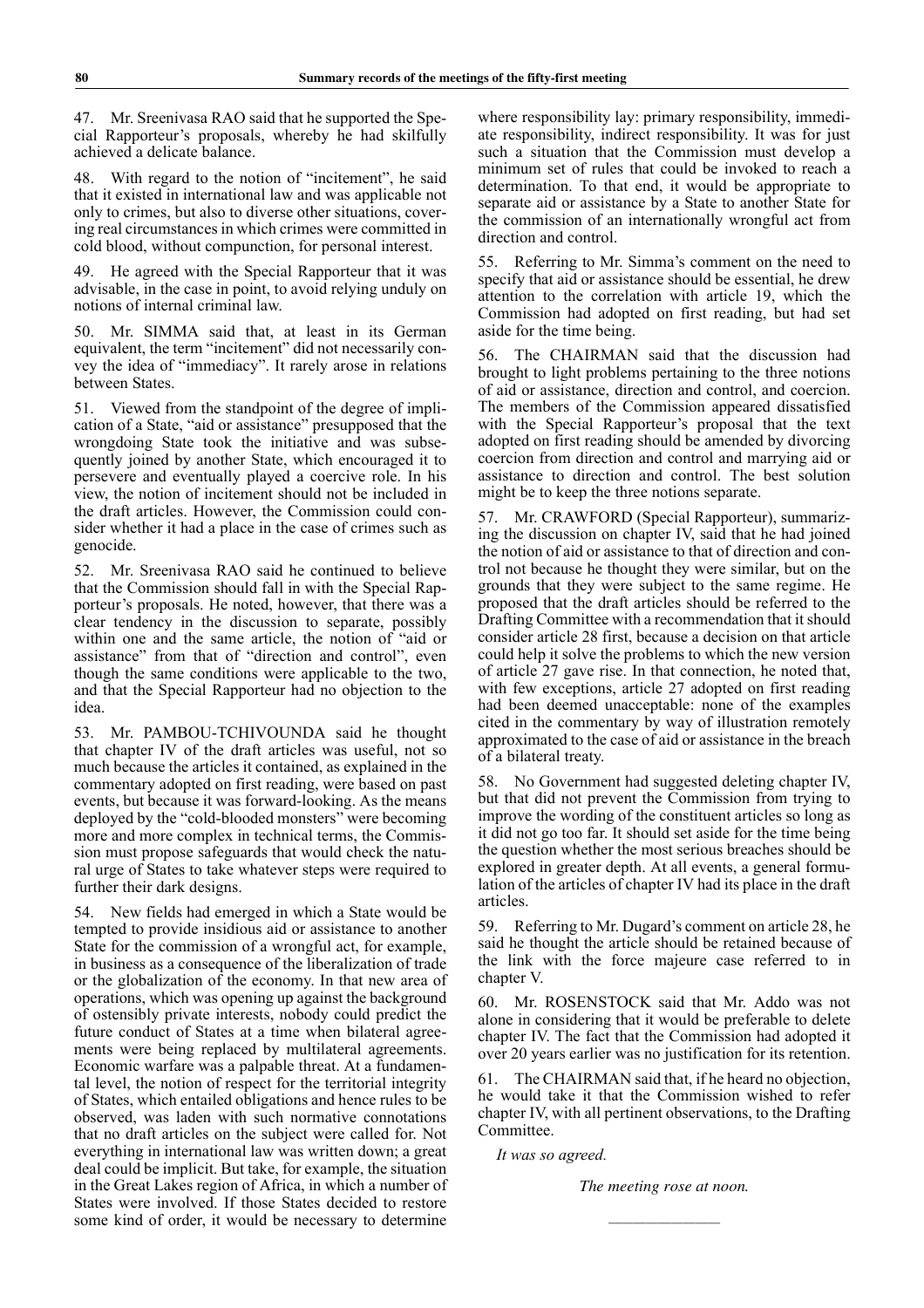47. Mr. Sreenivasa RAO said that he supported the Special Rapporteur's proposals, whereby he had skilfully achieved a delicate balance.

48. With regard to the notion of "incitement", he said that it existed in international law and was applicable not only to crimes, but also to diverse other situations, covering real circumstances in which crimes were committed in cold blood, without compunction, for personal interest.

49. He agreed with the Special Rapporteur that it was advisable, in the case in point, to avoid relying unduly on notions of internal criminal law.

50. Mr. SIMMA said that, at least in its German equivalent, the term "incitement" did not necessarily convey the idea of "immediacy". It rarely arose in relations between States.

51. Viewed from the standpoint of the degree of implication of a State, "aid or assistance" presupposed that the wrongdoing State took the initiative and was subsequently joined by another State, which encouraged it to persevere and eventually played a coercive role. In his view, the notion of incitement should not be included in the draft articles. However, the Commission could consider whether it had a place in the case of crimes such as genocide.

52. Mr. Sreenivasa RAO said he continued to believe that the Commission should fall in with the Special Rapporteur's proposals. He noted, however, that there was a clear tendency in the discussion to separate, possibly within one and the same article, the notion of "aid or assistance" from that of "direction and control", even though the same conditions were applicable to the two, and that the Special Rapporteur had no objection to the idea.

53. Mr. PAMBOU-TCHIVOUNDA said he thought that chapter IV of the draft articles was useful, not so much because the articles it contained, as explained in the commentary adopted on first reading, were based on past events, but because it was forward-looking. As the means deployed by the "cold-blooded monsters" were becoming more and more complex in technical terms, the Commission must propose safeguards that would check the natural urge of States to take whatever steps were required to further their dark designs.

54. New fields had emerged in which a State would be tempted to provide insidious aid or assistance to another State for the commission of a wrongful act, for example, in business as a consequence of the liberalization of trade or the globalization of the economy. In that new area of operations, which was opening up against the background of ostensibly private interests, nobody could predict the future conduct of States at a time when bilateral agreements were being replaced by multilateral agreements. Economic warfare was a palpable threat. At a fundamental level, the notion of respect for the territorial integrity of States, which entailed obligations and hence rules to be observed, was laden with such normative connotations that no draft articles on the subject were called for. Not everything in international law was written down; a great deal could be implicit. But take, for example, the situation in the Great Lakes region of Africa, in which a number of States were involved. If those States decided to restore some kind of order, it would be necessary to determine where responsibility lay: primary responsibility, immediate responsibility, indirect responsibility. It was for just such a situation that the Commission must develop a minimum set of rules that could be invoked to reach a determination. To that end, it would be appropriate to separate aid or assistance by a State to another State for the commission of an internationally wrongful act from direction and control.

55. Referring to Mr. Simma's comment on the need to specify that aid or assistance should be essential, he drew attention to the correlation with article 19, which the Commission had adopted on first reading, but had set aside for the time being.

56. The CHAIRMAN said that the discussion had brought to light problems pertaining to the three notions of aid or assistance, direction and control, and coercion. The members of the Commission appeared dissatisfied with the Special Rapporteur's proposal that the text adopted on first reading should be amended by divorcing coercion from direction and control and marrying aid or assistance to direction and control. The best solution might be to keep the three notions separate.

57. Mr. CRAWFORD (Special Rapporteur), summarizing the discussion on chapter IV, said that he had joined the notion of aid or assistance to that of direction and control not because he thought they were similar, but on the grounds that they were subject to the same regime. He proposed that the draft articles should be referred to the Drafting Committee with a recommendation that it should consider article 28 first, because a decision on that article could help it solve the problems to which the new version of article 27 gave rise. In that connection, he noted that, with few exceptions, article 27 adopted on first reading had been deemed unacceptable: none of the examples cited in the commentary by way of illustration remotely approximated to the case of aid or assistance in the breach of a bilateral treaty.

58. No Government had suggested deleting chapter IV, but that did not prevent the Commission from trying to improve the wording of the constituent articles so long as it did not go too far. It should set aside for the time being the question whether the most serious breaches should be explored in greater depth. At all events, a general formulation of the articles of chapter IV had its place in the draft articles.

59. Referring to Mr. Dugard's comment on article 28, he said he thought the article should be retained because of the link with the force majeure case referred to in chapter V.

60. Mr. ROSENSTOCK said that Mr. Addo was not alone in considering that it would be preferable to delete chapter IV. The fact that the Commission had adopted it over 20 years earlier was no justification for its retention.

61. The CHAIRMAN said that, if he heard no objection, he would take it that the Commission wished to refer chapter IV, with all pertinent observations, to the Drafting Committee.

*It was so agreed.*

*The meeting rose at noon.*